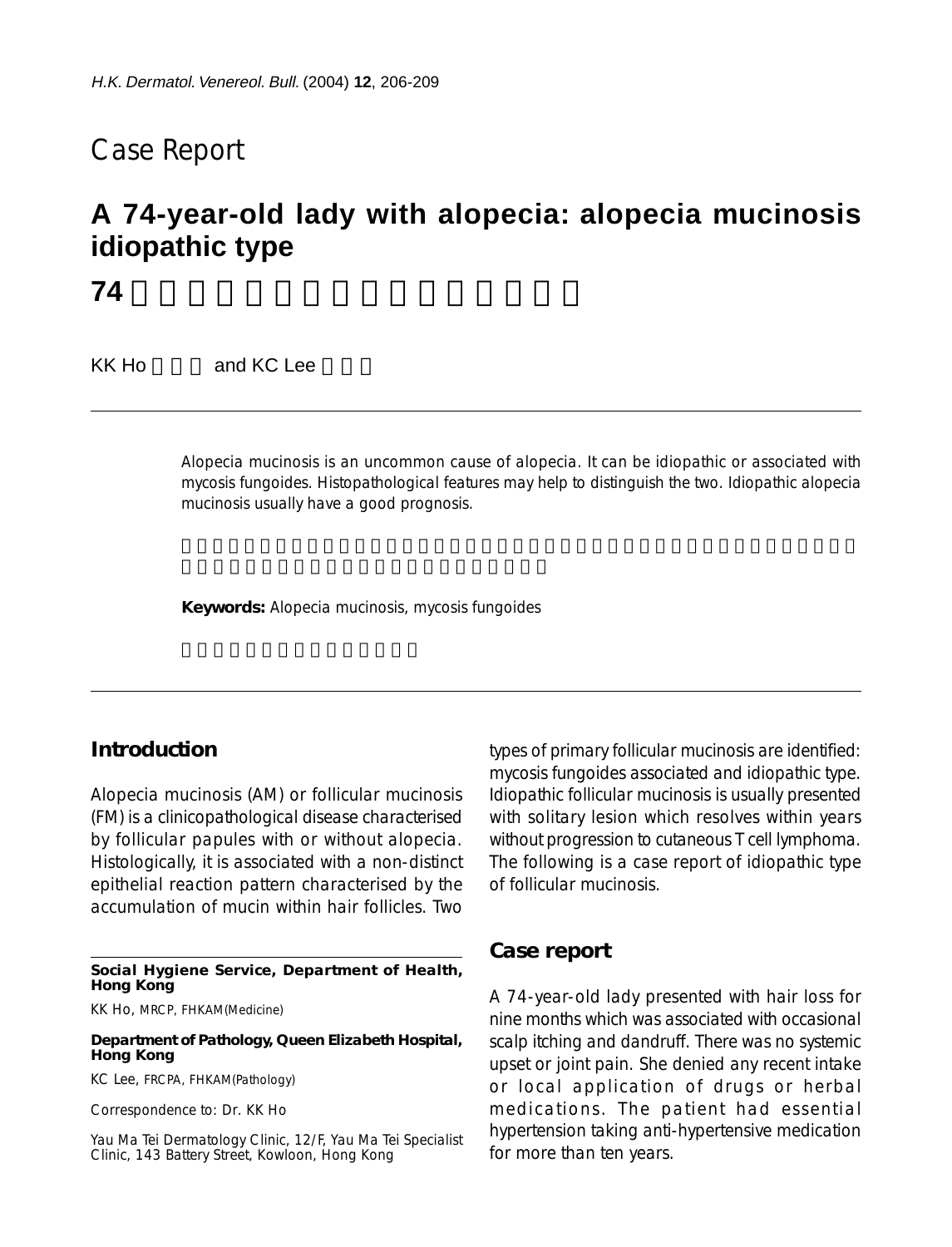# Case Report

## A 74-year-old lady with alopecia: alopecia mucinosis idiopathic type

**74**

KK Ho and KC Lee

Alopecia mucinosis is an uncommon cause of alopecia. It can be idiopathic or associated with mycosis fungoides. Histopathological features may help to distinguish the two. Idiopathic alopecia mucinosis usually have a good prognosis.

**Keywords:** Alopecia mucinosis, mycosis fungoides

## Introduction

Alopecia mucinosis (AM) or follicular mucinosis (FM) is a clinicopathological disease characterised by follicular papules with or without alopecia. Histologically, it is associated with a non-distinct epithelial reaction pattern characterised by the accumulation of mucin within hair follicles. Two types of primary follicular mucinosis are identified: mycosis fungoides associated and idiopathic type. Idiopathic follicular mucinosis is usually presented with solitary lesion which resolves within years without progression to cutaneous T cell lymphoma. The following is a case report of idiopathic type of follicular mucinosis.

## Case report

A 74-year-old lady presented with hair loss for nine months which was associated with occasional scalp itching and dandruff. There was no systemic upset or joint pain. She denied any recent intake or local application of drugs or herbal medications. The patient had essential hypertension taking anti-hypertensive medication for more than ten years.

---

**Social Hygiene Service, Department of Health, Hong Kong**

KK Ho, MRCP, FHKAM(Medicine)

**Department of Pathology, Queen Elizabeth Hospital, Hong Kong**

KC Lee, FRCPA, FHKAM(Pathology)

Correspondence to: Dr. KK Ho

Yau Ma Tei Dermatology Clinic, 12/F, Yau Ma Tei Specialist Clinic, 143 Battery Street, Kowloon, Hong Kong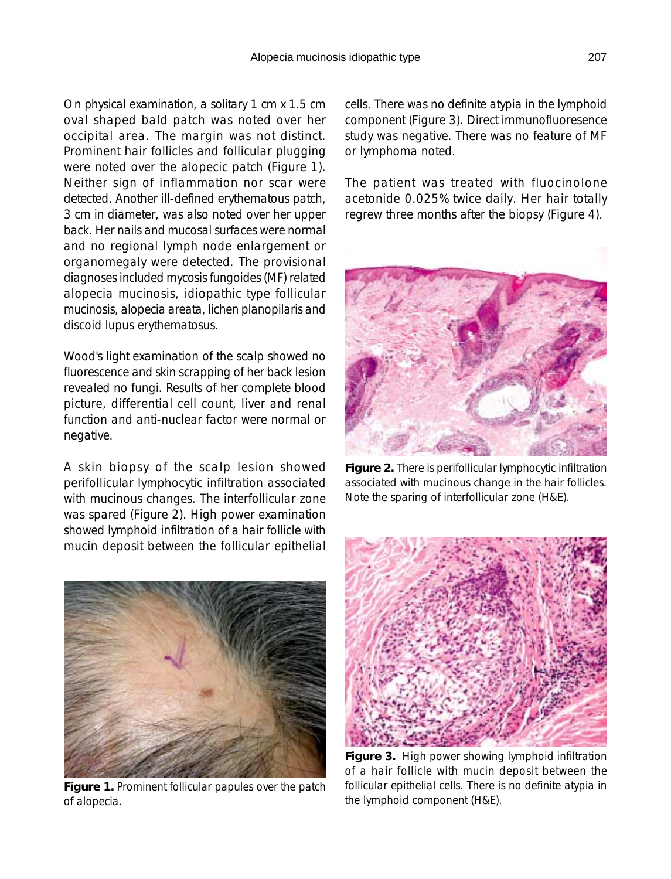On physical examination, a solitary 1 cm x 1.5 cm oval shaped bald patch was noted over her occipital area. The margin was not distinct. Prominent hair follicles and follicular plugging were noted over the alopecic patch (Figure 1). Neither sign of inflammation nor scar were detected. Another ill-defined erythematous patch, 3 cm in diameter, was also noted over her upper back. Her nails and mucosal surfaces were normal and no regional lymph node enlargement or organomegaly were detected. The provisional diagnoses included mycosis fungoides (MF) related alopecia mucinosis, idiopathic type follicular mucinosis, alopecia areata, lichen planopilaris and discoid lupus erythematosus.

Wood's light examination of the scalp showed no fluorescence and skin scrapping of her back lesion revealed no fungi. Results of her complete blood picture, differential cell count, liver and renal function and anti-nuclear factor were normal or negative.

A skin biopsy of the scalp lesion showed perifollicular lymphocytic infiltration associated with mucinous changes. The interfollicular zone was spared (Figure 2). High power examination showed lymphoid infiltration of a hair follicle with mucin deposit between the follicular epithelial cells. There was no definite atypia in the lymphoid component (Figure 3). Direct immunofluoresence study was negative. There was no feature of MF or lymphoma noted.

The patient was treated with fluocinolone acetonide 0.025% twice daily. Her hair totally regrew three months after the biopsy (Figure 4).

**Figure 1.** Prominent follicular papules over the patch of alopecia.

**Figure 2.** There is perifollicular lymphocytic infiltration associated with mucinous change in the hair follicles. Note the sparing of interfollicular zone (H&E).

**Figure 3.** High power showing lymphoid infiltration of a hair follicle with mucin deposit between the follicular epithelial cells. There is no definite atypia in the lymphoid component (H&E).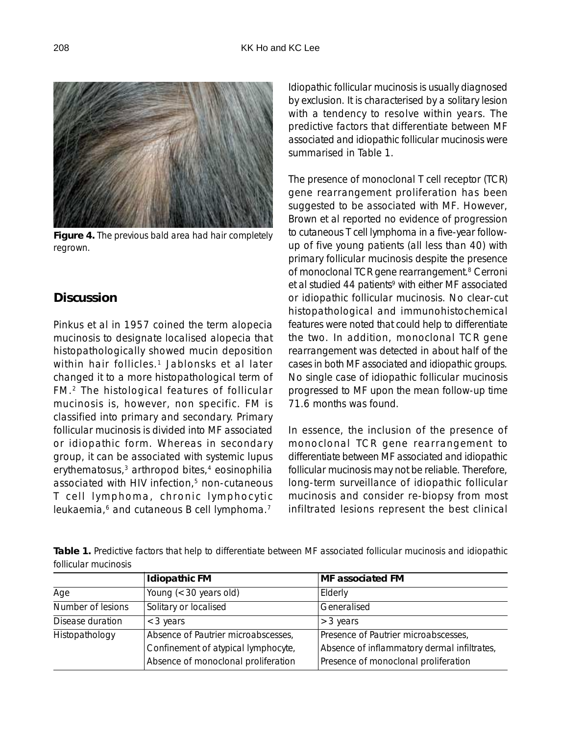**Figure 4.** The previous bald area had hair completely regrown.

## Discussion

Pinkus et al in 1957 coined the term alopecia mucinosis to designate localised alopecia that histopathologically showed mucin deposition within hair follicles.[1] Jablonsks et al later changed it to a more histopathological term of FM.[2] The histological features of follicular mucinosis is, however, non specific. FM is classified into primary and secondary. Primary follicular mucinosis is divided into MF associated or idiopathic form. Whereas in secondary group, it can be associated with systemic lupus erythematosus,[3] arthropod bites,[4] eosinophilia associated with HIV infection,[5] non-cutaneous T cell lymphoma, chronic lymphocytic leukaemia,[6] and cutaneous B cell lymphoma.[7]

Idiopathic follicular mucinosis is usually diagnosed by exclusion. It is characterised by a solitary lesion with a tendency to resolve within years. The predictive factors that differentiate between MF associated and idiopathic follicular mucinosis were summarised in Table 1.

The presence of monoclonal T cell receptor (TCR) gene rearrangement proliferation has been suggested to be associated with MF. However, Brown et al reported no evidence of progression to cutaneous T cell lymphoma in a five-year follow-up of five young patients (all less than 40) with primary follicular mucinosis despite the presence of monoclonal TCR gene rearrangement.[8] Cerroni et al studied 44 patients[9] with either MF associated or idiopathic follicular mucinosis. No clear-cut histopathological and immunohistochemical features were noted that could help to differentiate the two. In addition, monoclonal TCR gene rearrangement was detected in about half of the cases in both MF associated and idiopathic groups. No single case of idiopathic follicular mucinosis progressed to MF upon the mean follow-up time 71.6 months was found.

In essence, the inclusion of the presence of monoclonal TCR gene rearrangement to differentiate between MF associated and idiopathic follicular mucinosis may not be reliable. Therefore, long-term surveillance of idiopathic follicular mucinosis and consider re-biopsy from most infiltrated lesions represent the best clinical

**Table 1.** Predictive factors that help to differentiate between MF associated follicular mucinosis and idiopathic follicular mucinosis

| | Idiopathic FM | MF associated FM |
|---|---|---|
| Age | Young (< 30 years old) | Elderly |
| Number of lesions | Solitary or localised | Generalised |
| Disease duration | < 3 years | > 3 years |
| Histopathology | Absence of Pautrier microabscesses, Confinement of atypical lymphocyte, Absence of monoclonal proliferation | Presence of Pautrier microabscesses, Absence of inflammatory dermal infiltrates, Presence of monoclonal proliferation |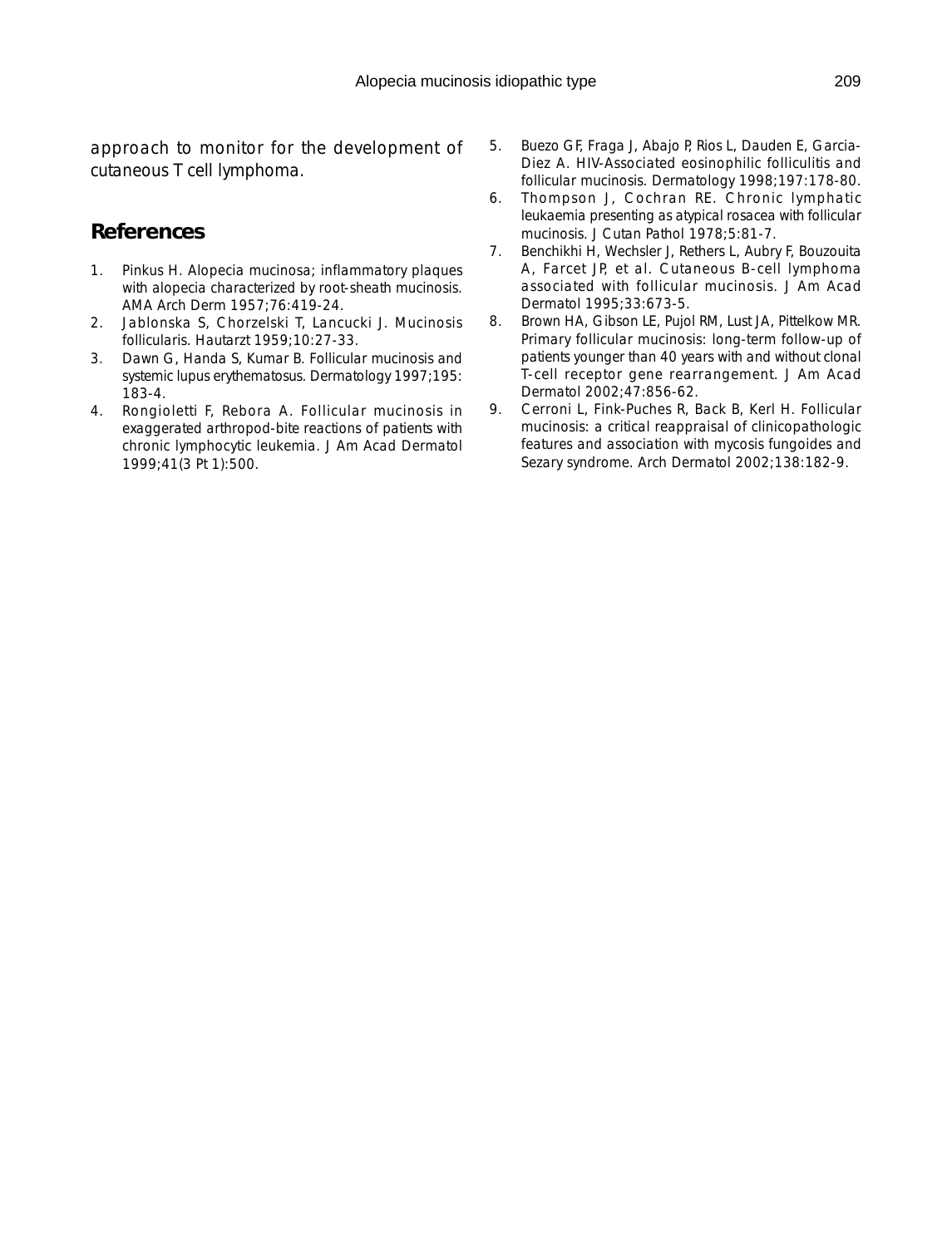approach to monitor for the development of cutaneous T cell lymphoma.

## References

1. Pinkus H. Alopecia mucinosa; inflammatory plaques with alopecia characterized by root-sheath mucinosis. AMA Arch Derm 1957;76:419-24.
2. Jablonska S, Chorzelski T, Lancucki J. Mucinosis follicularis. Hautarzt 1959;10:27-33.
3. Dawn G, Handa S, Kumar B. Follicular mucinosis and systemic lupus erythematosus. Dermatology 1997;195: 183-4.
4. Rongioletti F, Rebora A. Follicular mucinosis in exaggerated arthropod-bite reactions of patients with chronic lymphocytic leukemia. J Am Acad Dermatol 1999;41(3 Pt 1):500.
5. Buezo GF, Fraga J, Abajo P, Rios L, Dauden E, Garcia-Diez A. HIV-Associated eosinophilic folliculitis and follicular mucinosis. Dermatology 1998;197:178-80.
6. Thompson J, Cochran RE. Chronic lymphatic leukaemia presenting as atypical rosacea with follicular mucinosis. J Cutan Pathol 1978;5:81-7.
7. Benchikhi H, Wechsler J, Rethers L, Aubry F, Bouzouita A, Farcet JP, et al. Cutaneous B-cell lymphoma associated with follicular mucinosis. J Am Acad Dermatol 1995;33:673-5.
8. Brown HA, Gibson LE, Pujol RM, Lust JA, Pittelkow MR. Primary follicular mucinosis: long-term follow-up of patients younger than 40 years with and without clonal T-cell receptor gene rearrangement. J Am Acad Dermatol 2002;47:856-62.
9. Cerroni L, Fink-Puches R, Back B, Kerl H. Follicular mucinosis: a critical reappraisal of clinicopathologic features and association with mycosis fungoides and Sezary syndrome. Arch Dermatol 2002;138:182-9.